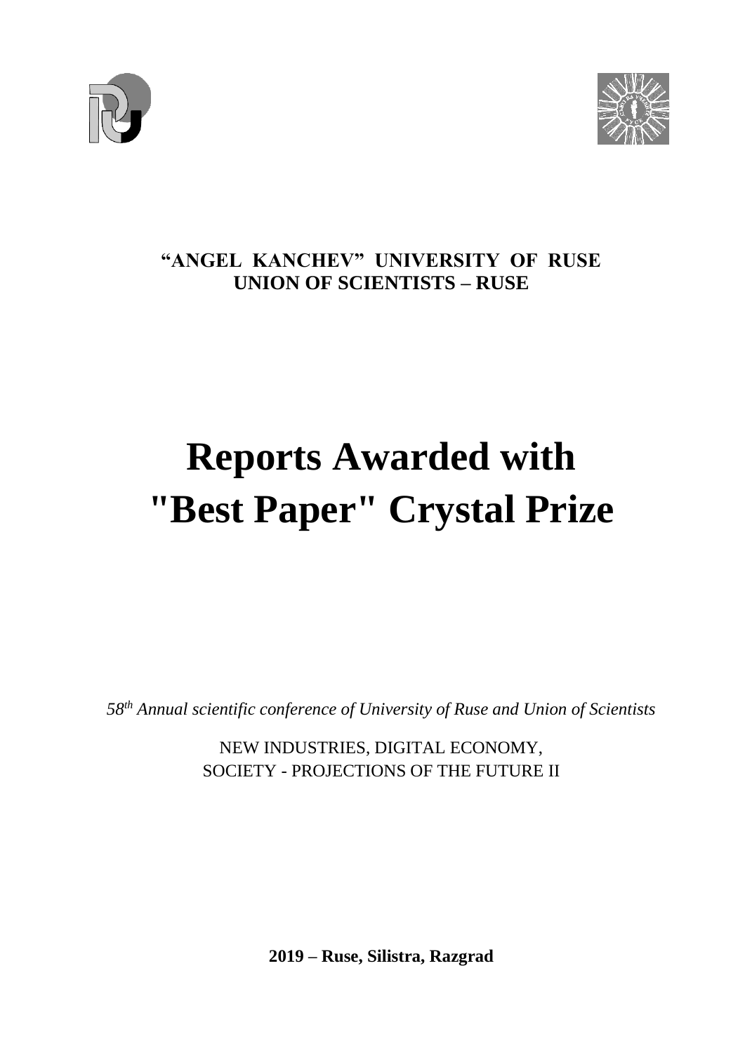**"ANGEL KANCHEV" UNIVERSITY OF RUSE**
**UNION OF SCIENTISTS – RUSE**

# Reports Awarded with "Best Paper" Crystal Prize

*58th Annual scientific conference of University of Ruse and Union of Scientists*

NEW INDUSTRIES, DIGITAL ECONOMY, SOCIETY - PROJECTIONS OF THE FUTURE II

**2019 – Ruse, Silistra, Razgrad**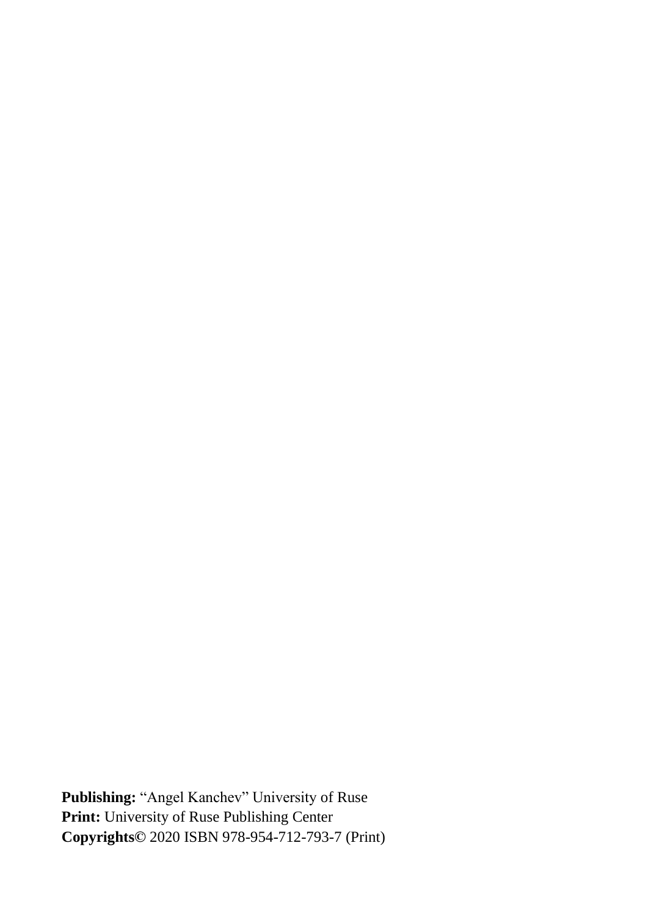**Publishing:** “Angel Kanchev” University of Ruse
**Print:** University of Ruse Publishing Center
**Copyrights©** 2020 ISBN 978-954-712-793-7 (Print)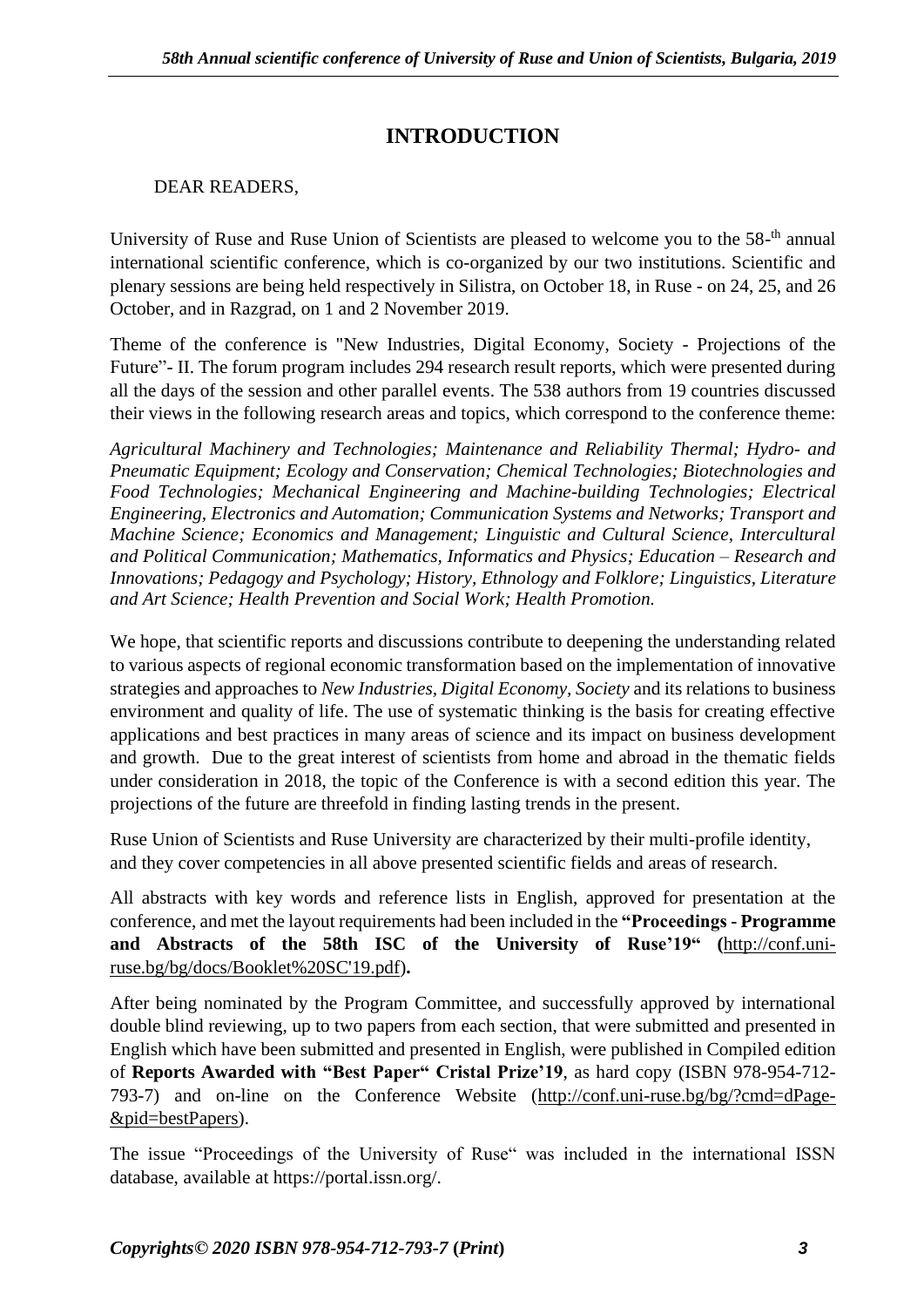# INTRODUCTION

DEAR READERS,

University of Ruse and Ruse Union of Scientists are pleased to welcome you to the 58-$^{th}$ annual international scientific conference, which is co-organized by our two institutions. Scientific and plenary sessions are being held respectively in Silistra, on October 18, in Ruse - on 24, 25, and 26 October, and in Razgrad, on 1 and 2 November 2019.

Theme of the conference is "New Industries, Digital Economy, Society - Projections of the Future"- II. The forum program includes 294 research result reports, which were presented during all the days of the session and other parallel events. The 538 authors from 19 countries discussed their views in the following research areas and topics, which correspond to the conference theme:

*Agricultural Machinery and Technologies; Maintenance and Reliability Thermal; Hydro- and Pneumatic Equipment; Ecology and Conservation; Chemical Technologies; Biotechnologies and Food Technologies; Mechanical Engineering and Machine-building Technologies; Electrical Engineering, Electronics and Automation; Communication Systems and Networks; Transport and Machine Science; Economics and Management; Linguistic and Cultural Science, Intercultural and Political Communication; Mathematics, Informatics and Physics; Education – Research and Innovations; Pedagogy and Psychology; History, Ethnology and Folklore; Linguistics, Literature and Art Science; Health Prevention and Social Work; Health Promotion.*

We hope, that scientific reports and discussions contribute to deepening the understanding related to various aspects of regional economic transformation based on the implementation of innovative strategies and approaches to *New Industries, Digital Economy, Society* and its relations to business environment and quality of life. The use of systematic thinking is the basis for creating effective applications and best practices in many areas of science and its impact on business development and growth. Due to the great interest of scientists from home and abroad in the thematic fields under consideration in 2018, the topic of the Conference is with a second edition this year. The projections of the future are threefold in finding lasting trends in the present.

Ruse Union of Scientists and Ruse University are characterized by their multi-profile identity, and they cover competencies in all above presented scientific fields and areas of research.

All abstracts with key words and reference lists in English, approved for presentation at the conference, and met the layout requirements had been included in the **"Proceedings - Programme and Abstracts of the 58th ISC of the University of Ruse'19" (**http://conf.uni-ruse.bg/bg/docs/Booklet%20SC'19.pdf**).**

After being nominated by the Program Committee, and successfully approved by international double blind reviewing, up to two papers from each section, that were submitted and presented in English which have been submitted and presented in English, were published in Compiled edition of **Reports Awarded with "Best Paper" Cristal Prize'19**, as hard copy (ISBN 978-954-712-793-7) and on-line on the Conference Website (http://conf.uni-ruse.bg/bg/?cmd=dPage-&pid=bestPapers).

The issue "Proceedings of the University of Ruse" was included in the international ISSN database, available at https://portal.issn.org/.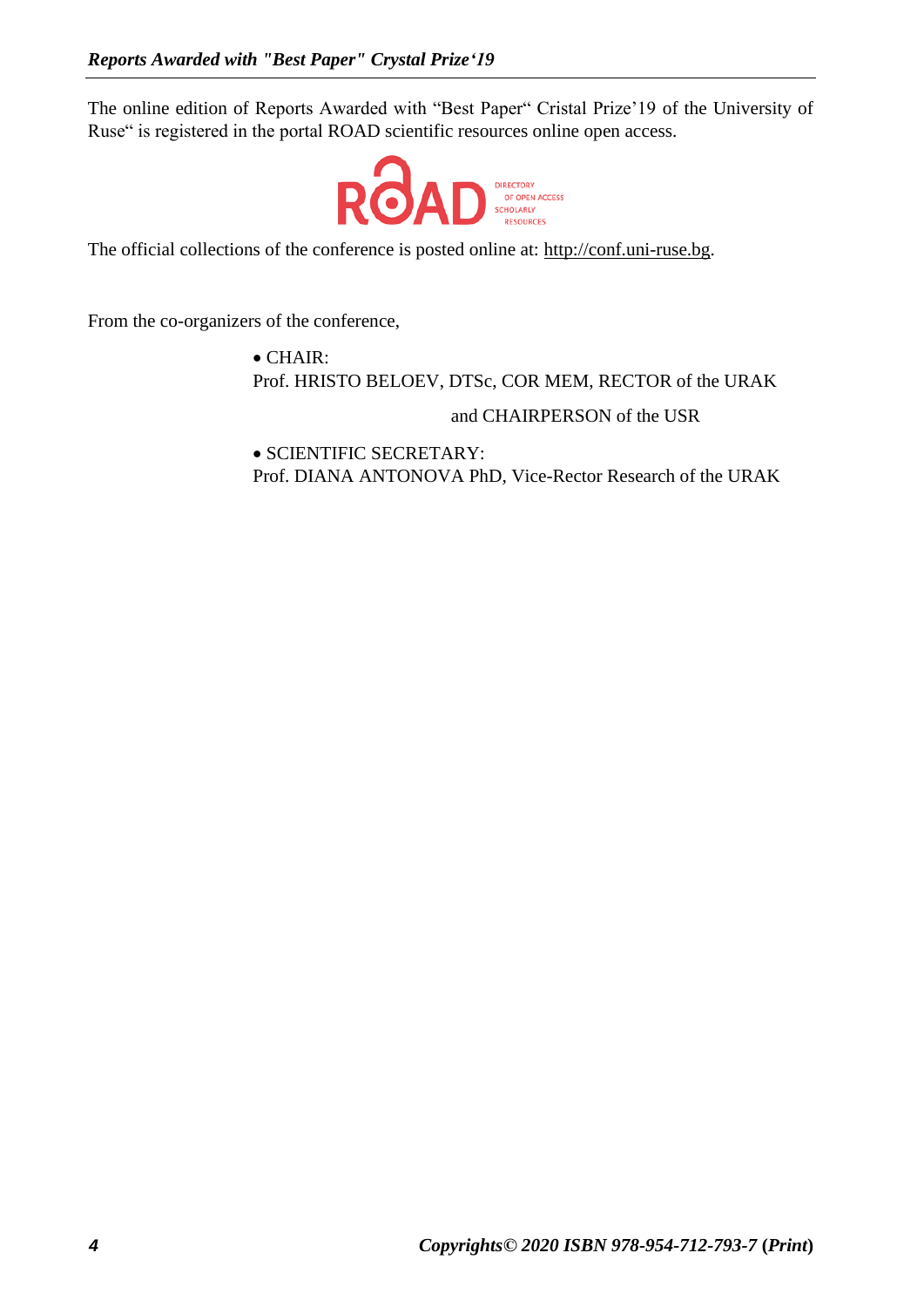The online edition of Reports Awarded with “Best Paper“ Cristal Prize’19 of the University of Ruse“ is registered in the portal ROAD scientific resources online open access.

ROAD DIRECTORY OF OPEN ACCESS SCHOLARLY RESOURCES

The official collections of the conference is posted online at: http://conf.uni-ruse.bg.

From the co-organizers of the conference,

- CHAIR:
  Prof. HRISTO BELOEV, DTSc, COR MEM, RECTOR of the URAK
  and CHAIRPERSON of the USR
- SCIENTIFIC SECRETARY:
  Prof. DIANA ANTONOVA PhD, Vice-Rector Research of the URAK

*Copyrights© 2020 ISBN 978-954-712-793-7 (Print)*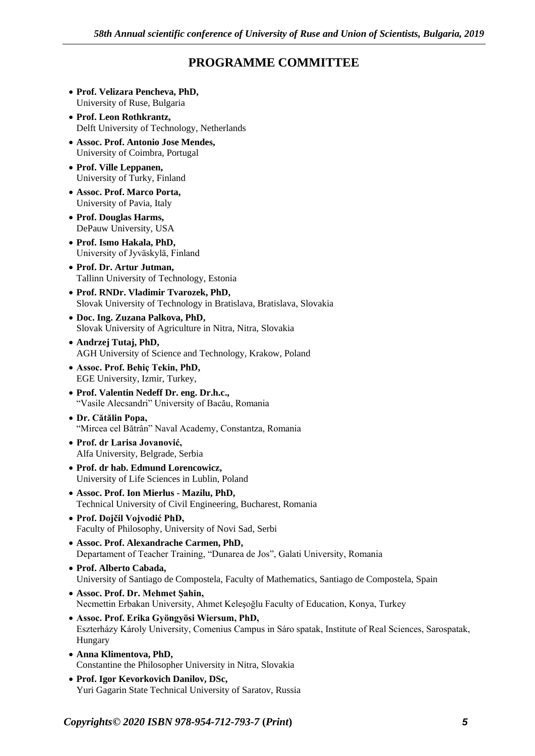## PROGRAMME COMMITTEE

- **Prof. Velizara Pencheva, PhD,**
  University of Ruse, Bulgaria
- **Prof. Leon Rothkrantz,**
  Delft University of Technology, Netherlands
- **Assoc. Prof. Antonio Jose Mendes,**
  University of Coimbra, Portugal
- **Prof. Ville Leppanen,**
  University of Turky, Finland
- **Assoc. Prof. Marco Porta,**
  University of Pavia, Italy
- **Prof. Douglas Harms,**
  DePauw University, USA
- **Prof. Ismo Hakala, PhD,**
  University of Jyväskylä, Finland
- **Prof. Dr. Artur Jutman,**
  Tallinn University of Technology, Estonia
- **Prof. RNDr. Vladimir Tvarozek, PhD,**
  Slovak University of Technology in Bratislava, Bratislava, Slovakia
- **Doc. Ing. Zuzana Palkova, PhD,**
  Slovak University of Agriculture in Nitra, Nitra, Slovakia
- **Andrzej Tutaj, PhD,**
  AGH University of Science and Technology, Krakow, Poland
- **Assoc. Prof. Behiç Tekin, PhD,**
  EGE University, Izmir, Turkey,
- **Prof. Valentin Nedeff Dr. eng. Dr.h.c.,**
  "Vasile Alecsandri" University of Bacău, Romania
- **Dr. Cătălin Popa,**
  "Mircea cel Bătrân" Naval Academy, Constantza, Romania
- **Prof. dr Larisa Jovanović,**
  Alfa University, Belgrade, Serbia
- **Prof. dr hab. Edmund Lorencowicz,**
  University of Life Sciences in Lublin, Poland
- **Assoc. Prof. Ion Mierlus - Mazilu, PhD,**
  Technical University of Civil Engineering, Bucharest, Romania
- **Prof. Dojčil Vojvodić PhD,**
  Faculty of Philosophy, University of Novi Sad, Serbi
- **Assoc. Prof. Alexandrache Carmen, PhD,**
  Departament of Teacher Training, "Dunarea de Jos", Galati University, Romania
- **Prof. Alberto Cabada,**
  University of Santiago de Compostela, Faculty of Mathematics, Santiago de Compostela, Spain
- **Assoc. Prof. Dr. Mehmet Şahin,**
  Necmettin Erbakan University, Ahmet Keleşoğlu Faculty of Education, Konya, Turkey
- **Assoc. Prof. Erika Gyöngyösi Wiersum, PhD,**
  Eszterházy Károly University, Comenius Campus in Sáro spatak, Institute of Real Sciences, Sarospatak, Hungary
- **Anna Klimentova, PhD,**
  Constantine the Philosopher University in Nitra, Slovakia
- **Prof. Igor Kevorkovich Danilov, DSc,**
  Yuri Gagarin State Technical University of Saratov, Russia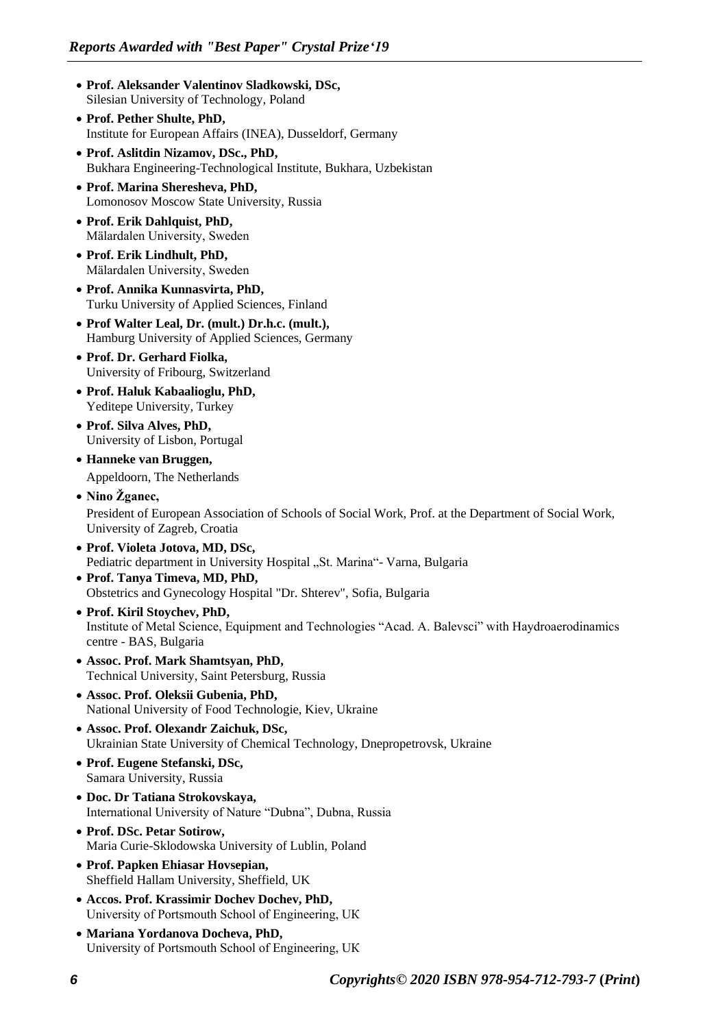- **Prof. Aleksander Valentinov Sladkowski, DSc,**
  Silesian University of Technology, Poland
- **Prof. Pether Shulte, PhD,**
  Institute for European Affairs (INEA), Dusseldorf, Germany
- **Prof. Aslitdin Nizamov, DSc., PhD,**
  Bukhara Engineering-Technological Institute, Bukhara, Uzbekistan
- **Prof. Marina Sheresheva, PhD,**
  Lomonosov Moscow State University, Russia
- **Prof. Erik Dahlquist, PhD,**
  Mälardalen University, Sweden
- **Prof. Erik Lindhult, PhD,**
  Mälardalen University, Sweden
- **Prof. Annika Kunnasvirta, PhD,**
  Turku University of Applied Sciences, Finland
- **Prof Walter Leal, Dr. (mult.) Dr.h.c. (mult.),**
  Hamburg University of Applied Sciences, Germany
- **Prof. Dr. Gerhard Fiolka,**
  University of Fribourg, Switzerland
- **Prof. Haluk Kabaalioglu, PhD,**
  Yeditepe University, Turkey
- **Prof. Silva Alves, PhD,**
  University of Lisbon, Portugal
- **Hanneke van Bruggen,**
  Appeldoorn, The Netherlands
- **Nino Žganec,**
  President of European Association of Schools of Social Work, Prof. at the Department of Social Work, University of Zagreb, Croatia
- **Prof. Violeta Jotova, MD, DSc,**
  Pediatric department in University Hospital „St. Marina"- Varna, Bulgaria
- **Prof. Tanya Timeva, MD, PhD,**
  Obstetrics and Gynecology Hospital "Dr. Shterev", Sofia, Bulgaria
- **Prof. Kiril Stoychev, PhD,**
  Institute of Metal Science, Equipment and Technologies "Acad. A. Balevsci" with Haydroaerodinamics centre - BAS, Bulgaria
- **Assoc. Prof. Mark Shamtsyan, PhD,**
  Technical University, Saint Petersburg, Russia
- **Assoc. Prof. Oleksii Gubenia, PhD,**
  National University of Food Technologie, Kiev, Ukraine
- **Assoc. Prof. Olexandr Zaichuk, DSc,**
  Ukrainian State University of Chemical Technology, Dnepropetrovsk, Ukraine
- **Prof. Eugene Stefanski, DSc,**
  Samara University, Russia
- **Doc. Dr Tatiana Strokovskaya,**
  International University of Nature "Dubna", Dubna, Russia
- **Prof. DSc. Petar Sotirow,**
  Maria Curie-Sklodowska University of Lublin, Poland
- **Prof. Papken Ehiasar Hovsepian,**
  Sheffield Hallam University, Sheffield, UK
- **Accos. Prof. Krassimir Dochev Dochev, PhD,**
  University of Portsmouth School of Engineering, UK
- **Mariana Yordanova Docheva, PhD,**
  University of Portsmouth School of Engineering, UK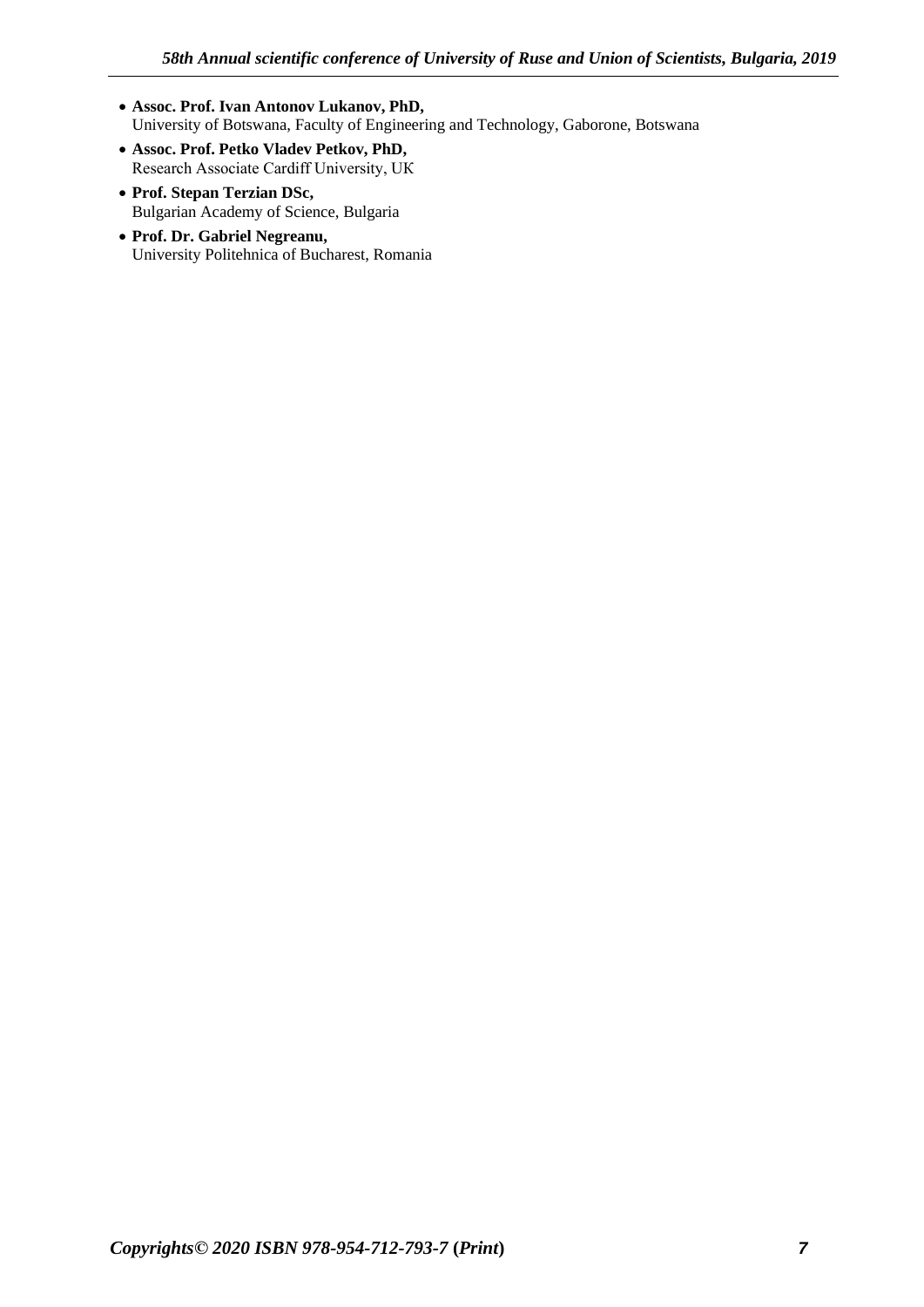- **Assoc. Prof. Ivan Antonov Lukanov, PhD,**
  University of Botswana, Faculty of Engineering and Technology, Gaborone, Botswana
- **Assoc. Prof. Petko Vladev Petkov, PhD,**
  Research Associate Cardiff University, UK
- **Prof. Stepan Terzian DSc,**
  Bulgarian Academy of Science, Bulgaria
- **Prof. Dr. Gabriel Negreanu,**
  University Politehnica of Bucharest, Romania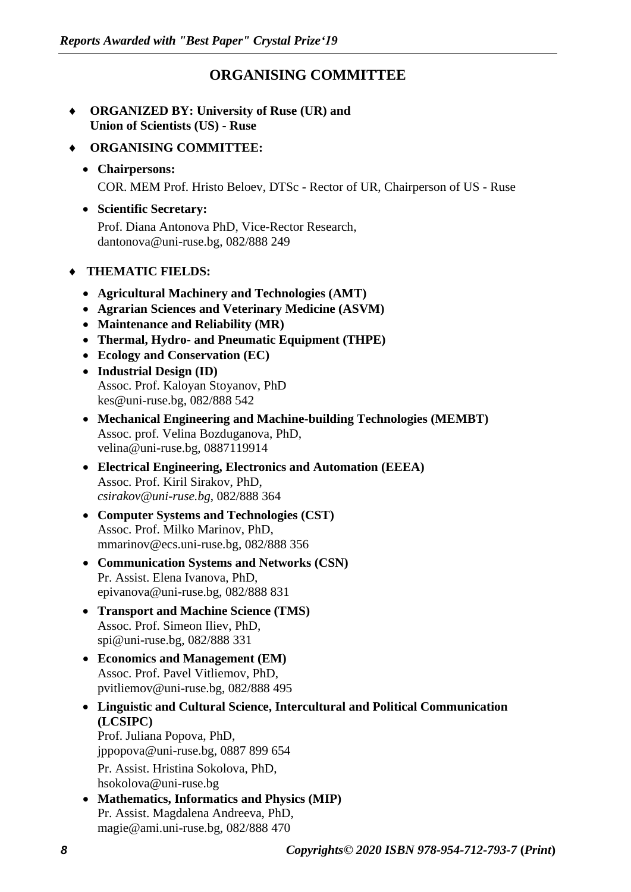# ORGANISING COMMITTEE

- **ORGANIZED BY: University of Ruse (UR) and Union of Scientists (US) - Ruse**

- **ORGANISING COMMITTEE:**

  - **Chairpersons:**

    COR. MEM Prof. Hristo Beloev, DTSc - Rector of UR, Chairperson of US - Ruse

  - **Scientific Secretary:**

    Prof. Diana Antonova PhD, Vice-Rector Research, dantonova@uni-ruse.bg, 082/888 249

- **THEMATIC FIELDS:**

  - **Agricultural Machinery and Technologies (AMT)**
  - **Agrarian Sciences and Veterinary Medicine (ASVM)**
  - **Maintenance and Reliability (MR)**
  - **Thermal, Hydro- and Pneumatic Equipment (THPE)**
  - **Ecology and Conservation (EC)**
  - **Industrial Design (ID)**
    Assoc. Prof. Kaloyan Stoyanov, PhD
    kes@uni-ruse.bg, 082/888 542
  - **Mechanical Engineering and Machine-building Technologies (MEMBT)**
    Assoc. prof. Velina Bozduganova, PhD,
    velina@uni-ruse.bg, 0887119914
  - **Electrical Engineering, Electronics and Automation (EEEA)**
    Assoc. Prof. Kiril Sirakov, PhD,
    *csirakov@uni-ruse.bg*, 082/888 364
  - **Computer Systems and Technologies (CST)**
    Assoc. Prof. Milko Marinov, PhD,
    mmarinov@ecs.uni-ruse.bg, 082/888 356
  - **Communication Systems and Networks (CSN)**
    Pr. Assist. Elena Ivanova, PhD,
    epivanova@uni-ruse.bg, 082/888 831
  - **Transport and Machine Science (TMS)**
    Assoc. Prof. Simeon Iliev, PhD,
    spi@uni-ruse.bg, 082/888 331
  - **Economics and Management (EM)**
    Assoc. Prof. Pavel Vitliemov, PhD,
    pvitliemov@uni-ruse.bg, 082/888 495
  - **Linguistic and Cultural Science, Intercultural and Political Communication (LCSIPC)**
    Prof. Juliana Popova, PhD,
    jppopova@uni-ruse.bg, 0887 899 654

    Pr. Assist. Hristina Sokolova, PhD,
    hsokolova@uni-ruse.bg
  - **Mathematics, Informatics and Physics (MIP)**
    Pr. Assist. Magdalena Andreeva, PhD,
    magie@ami.uni-ruse.bg, 082/888 470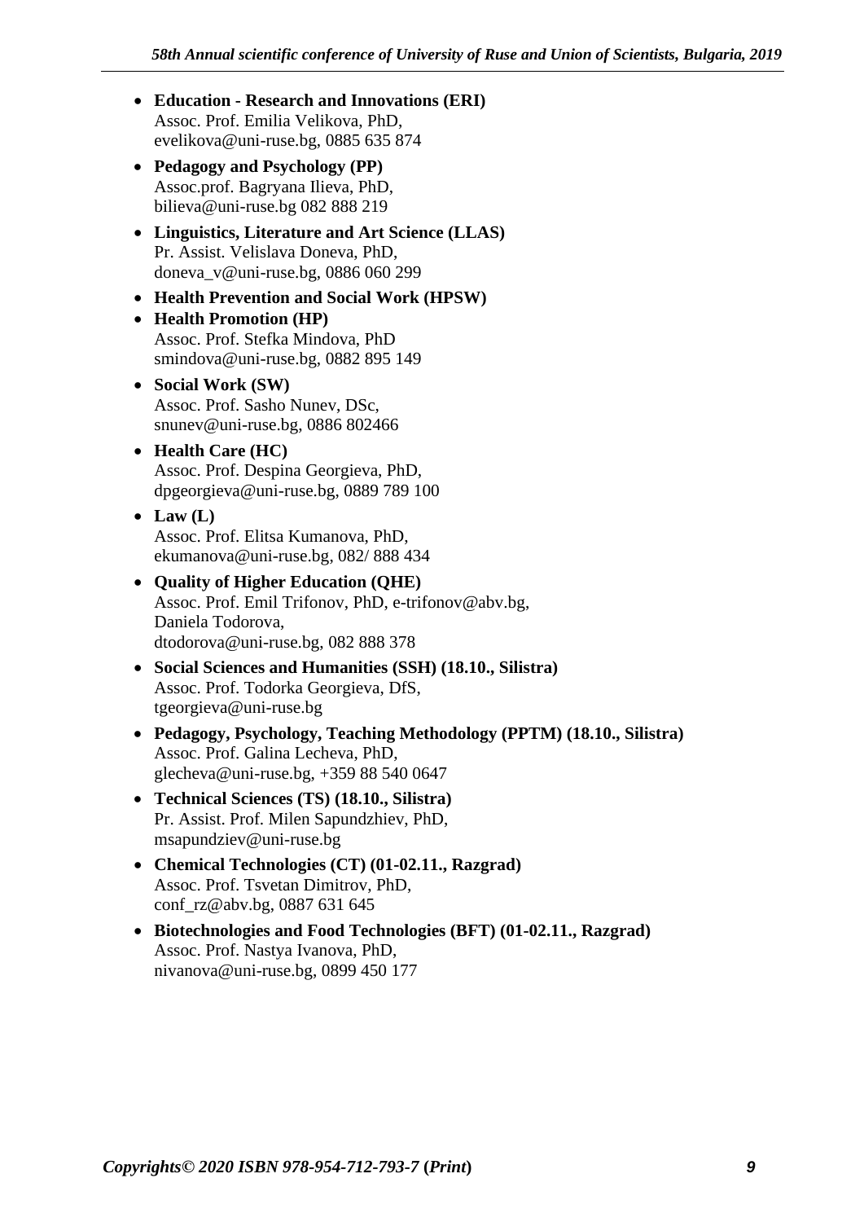- **Education - Research and Innovations (ERI)**
  Assoc. Prof. Emilia Velikova, PhD,
  evelikova@uni-ruse.bg, 0885 635 874
- **Pedagogy and Psychology (PP)**
  Assoc.prof. Bagryana Ilieva, PhD,
  bilieva@uni-ruse.bg 082 888 219
- **Linguistics, Literature and Art Science (LLAS)**
  Pr. Assist. Velislava Doneva, PhD,
  doneva_v@uni-ruse.bg, 0886 060 299
- **Health Prevention and Social Work (HPSW)**
- **Health Promotion (HP)**
  Assoc. Prof. Stefka Mindova, PhD
  smindova@uni-ruse.bg, 0882 895 149
- **Social Work (SW)**
  Assoc. Prof. Sasho Nunev, DSc,
  snunev@uni-ruse.bg, 0886 802466
- **Health Care (HC)**
  Assoc. Prof. Despina Georgieva, PhD,
  dpgeorgieva@uni-ruse.bg, 0889 789 100
- **Law (L)**
  Assoc. Prof. Elitsa Kumanova, PhD,
  ekumanova@uni-ruse.bg, 082/ 888 434
- **Quality of Higher Education (QHE)**
  Assoc. Prof. Emil Trifonov, PhD, e-trifonov@abv.bg,
  Daniela Todorova,
  dtodorova@uni-ruse.bg, 082 888 378
- **Social Sciences and Humanities (SSH) (18.10., Silistra)**
  Assoc. Prof. Todorka Georgieva, DfS,
  tgeorgieva@uni-ruse.bg
- **Pedagogy, Psychology, Teaching Methodology (PPTM) (18.10., Silistra)**
  Assoc. Prof. Galina Lecheva, PhD,
  glecheva@uni-ruse.bg, +359 88 540 0647
- **Technical Sciences (TS) (18.10., Silistra)**
  Pr. Assist. Prof. Milen Sapundzhiev, PhD,
  msapundziev@uni-ruse.bg
- **Chemical Technologies (CT) (01-02.11., Razgrad)**
  Assoc. Prof. Tsvetan Dimitrov, PhD,
  conf_rz@abv.bg, 0887 631 645
- **Biotechnologies and Food Technologies (BFT) (01-02.11., Razgrad)**
  Assoc. Prof. Nastya Ivanova, PhD,
  nivanova@uni-ruse.bg, 0899 450 177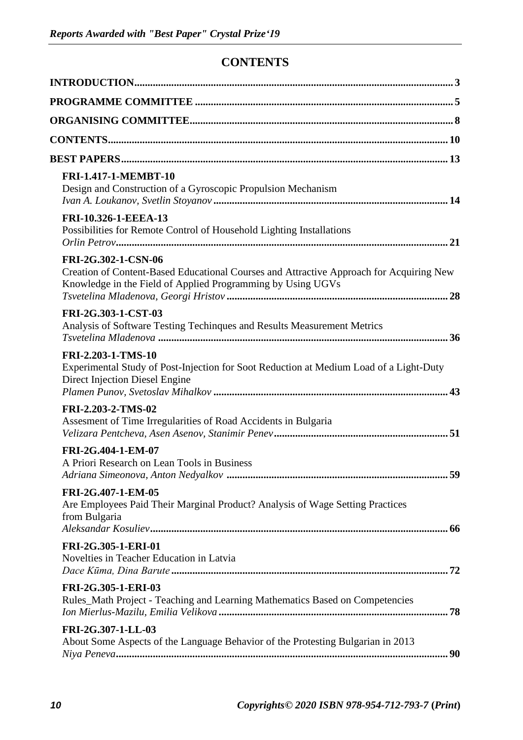# CONTENTS

**INTRODUCTION** ........ 3

**PROGRAMME COMMITTEE** ........ 5

**ORGANISING COMMITTEE** ........ 8

**CONTENTS** ........ 10

**BEST PAPERS** ........ 13

**FRI-1.417-1-MEMBT-10**
Design and Construction of a Gyroscopic Propulsion Mechanism
*Ivan A. Loukanov, Svetlin Stoyanov* ........ 14

**FRI-10.326-1-EEEA-13**
Possibilities for Remote Control of Household Lighting Installations
*Orlin Petrov* ........ 21

**FRI-2G.302-1-CSN-06**
Creation of Content-Based Educational Courses and Attractive Approach for Acquiring New Knowledge in the Field of Applied Programming by Using UGVs
*Tsvetelina Mladenova, Georgi Hristov* ........ 28

**FRI-2G.303-1-CST-03**
Analysis of Software Testing Techinques and Results Measurement Metrics
*Tsvetelina Mladenova* ........ 36

**FRI-2.203-1-TMS-10**
Experimental Study of Post-Injection for Soot Reduction at Medium Load of a Light-Duty Direct Injection Diesel Engine
*Plamen Punov, Svetoslav Mihalkov* ........ 43

**FRI-2.203-2-TMS-02**
Assesment of Time Irregularities of Road Accidents in Bulgaria
*Velizara Pentcheva, Asen Asenov, Stanimir Penev* ........ 51

**FRI-2G.404-1-EM-07**
A Priori Research on Lean Tools in Business
*Adriana Simeonova, Anton Nedyalkov* ........ 59

**FRI-2G.407-1-EM-05**
Are Employees Paid Their Marginal Product? Analysis of Wage Setting Practices from Bulgaria
*Aleksandar Kosuliev* ........ 66

**FRI-2G.305-1-ERI-01**
Novelties in Teacher Education in Latvia
*Dace Kūma, Dina Barute* ........ 72

**FRI-2G.305-1-ERI-03**
Rules_Math Project - Teaching and Learning Mathematics Based on Competencies
*Ion Mierlus-Mazilu, Emilia Velikova* ........ 78

**FRI-2G.307-1-LL-03**
About Some Aspects of the Language Behavior of the Protesting Bulgarian in 2013
*Niya Peneva* ........ 90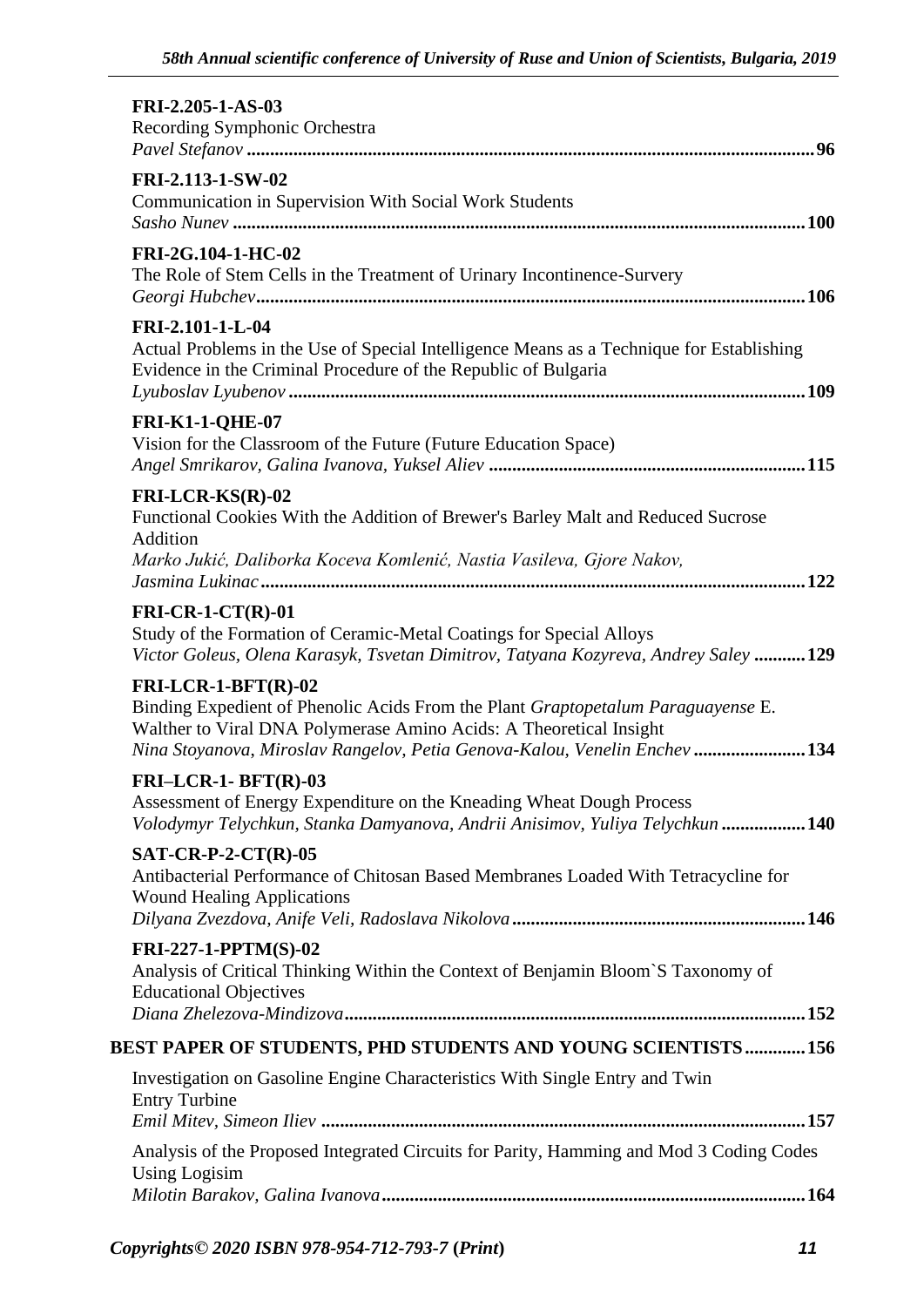**FRI-2.205-1-AS-03**
Recording Symphonic Orchestra
*Pavel Stefanov* ........................................................................................................................ **96**

**FRI-2.113-1-SW-02**
Communication in Supervision With Social Work Students
*Sasho Nunev* ........................................................................................................................ **100**

**FRI-2G.104-1-HC-02**
The Role of Stem Cells in the Treatment of Urinary Incontinence-Survery
*Georgi Hubchev*.................................................................................................................... **106**

**FRI-2.101-1-L-04**
Actual Problems in the Use of Special Intelligence Means as a Technique for Establishing Evidence in the Criminal Procedure of the Republic of Bulgaria
*Lyuboslav Lyubenov* ............................................................................................................ **109**

**FRI-K1-1-QHE-07**
Vision for the Classroom of the Future (Future Education Space)
*Angel Smrikarov, Galina Ivanova, Yuksel Aliev* .................................................................. **115**

**FRI-LCR-KS(R)-02**
Functional Cookies With the Addition of Brewer's Barley Malt and Reduced Sucrose Addition
*Marko Jukić, Daliborka Koceva Komlenić, Nastia Vasileva, Gjore Nakov, Jasmina Lukinac*.................................................................................................................. **122**

**FRI-CR-1-CT(R)-01**
Study of the Formation of Ceramic-Metal Coatings for Special Alloys
*Victor Goleus, Olena Karasyk, Tsvetan Dimitrov, Tatyana Kozyreva, Andrey Saley* ........... **129**

**FRI-LCR-1-BFT(R)-02**
Binding Expedient of Phenolic Acids From the Plant *Graptopetalum Paraguayense* E. Walther to Viral DNA Polymerase Amino Acids: A Theoretical Insight
*Nina Stoyanova, Miroslav Rangelov, Petia Genova-Kalou, Venelin Enchev* ....................... **134**

**FRI–LCR-1- BFT(R)-03**
Assessment of Energy Expenditure on the Kneading Wheat Dough Process
*Volodymyr Telychkun, Stanka Damyanova, Andrii Anisimov, Yuliya Telychkun* ................. **140**

**SAT-CR-P-2-CT(R)-05**
Antibacterial Performance of Chitosan Based Membranes Loaded With Tetracycline for Wound Healing Applications
*Dilyana Zvezdova, Anife Veli, Radoslava Nikolova* ............................................................. **146**

**FRI-227-1-PPTM(S)-02**
Analysis of Critical Thinking Within the Context of Benjamin Bloom`S Taxonomy of Educational Objectives
*Diana Zhelezova-Mindizova*................................................................................................. **152**

**BEST PAPER OF STUDENTS, PHD STUDENTS AND YOUNG SCIENTISTS............156**

Investigation on Gasoline Engine Characteristics With Single Entry and Twin Entry Turbine
*Emil Mitev, Simeon Iliev* ...................................................................................................... **157**

Analysis of the Proposed Integrated Circuits for Parity, Hamming and Mod 3 Coding Codes Using Logisim
*Milotin Barakov, Galina Ivanova*.......................................................................................... **164**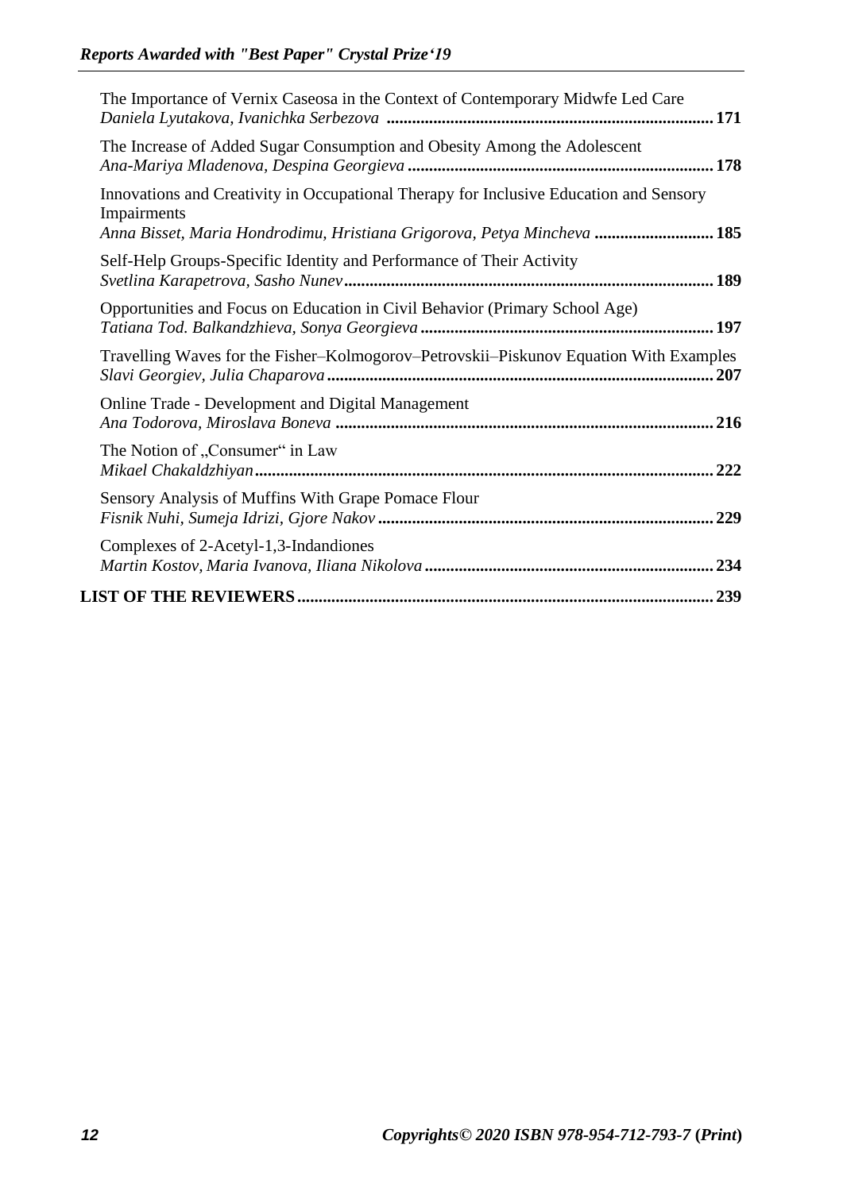The Importance of Vernix Caseosa in the Context of Contemporary Midwfe Led Care
*Daniela Lyutakova, Ivanichka Serbezova* ............................................................................ **171**

The Increase of Added Sugar Consumption and Obesity Among the Adolescent
*Ana-Mariya Mladenova, Despina Georgieva* ........................................................................ **178**

Innovations and Creativity in Occupational Therapy for Inclusive Education and Sensory Impairments
*Anna Bisset, Maria Hondrodimu, Hristiana Grigorova, Petya Mincheva* ............................ **185**

Self-Help Groups-Specific Identity and Performance of Their Activity
*Svetlina Karapetrova, Sasho Nunev* ...................................................................................... **189**

Opportunities and Focus on Education in Civil Behavior (Primary School Age)
*Tatiana Tod. Balkandzhieva, Sonya Georgieva* ..................................................................... **197**

Travelling Waves for the Fisher–Kolmogorov–Petrovskii–Piskunov Equation With Examples
*Slavi Georgiev, Julia Chaparova* ........................................................................................... **207**

Online Trade - Development and Digital Management
*Ana Todorova, Miroslava Boneva* ......................................................................................... **216**

The Notion of „Consumer“ in Law
*Mikael Chakaldzhiyan* ........................................................................................................... **222**

Sensory Analysis of Muffins With Grape Pomace Flour
*Fisnik Nuhi, Sumeja Idrizi, Gjore Nakov* .............................................................................. **229**

Complexes of 2-Acetyl-1,3-Indandiones
*Martin Kostov, Maria Ivanova, Iliana Nikolova* ................................................................... **234**

**LIST OF THE REVIEWERS ................................................................................................ 239**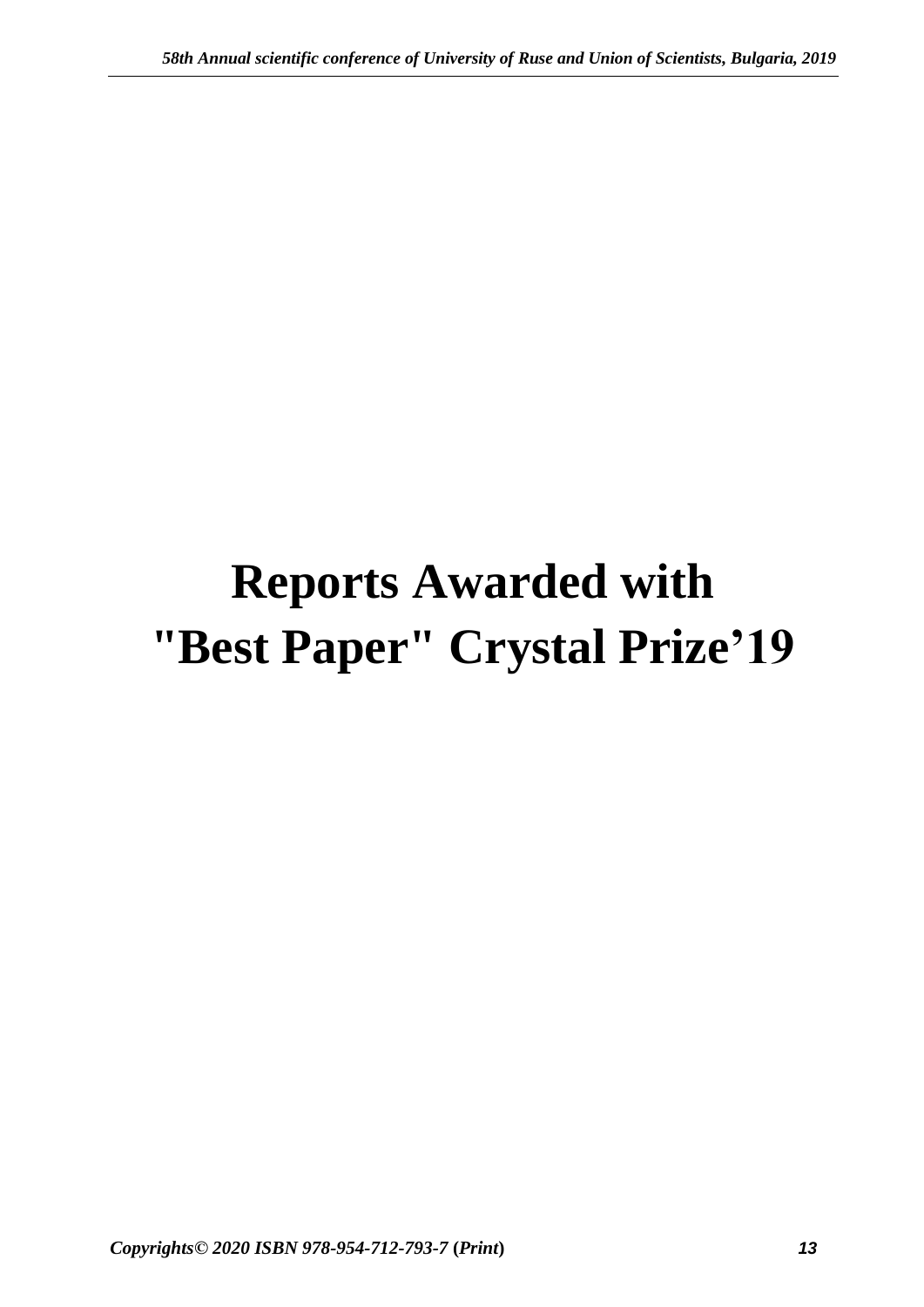# Reports Awarded with "Best Paper" Crystal Prize'19